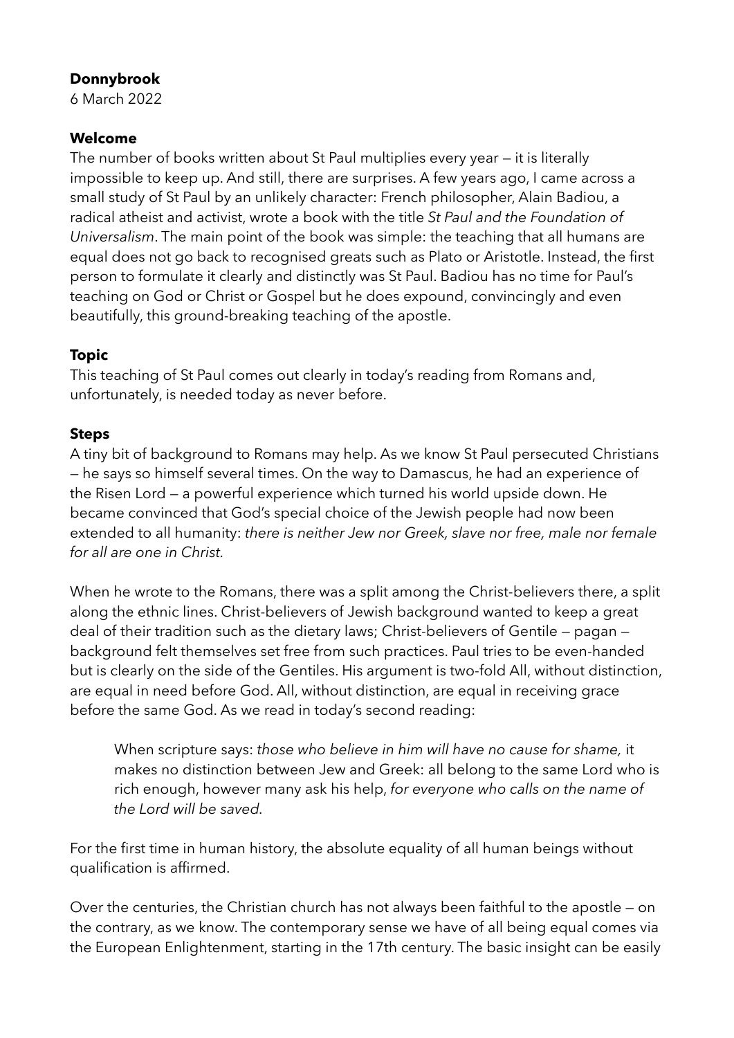**Donnybrook**
6 March 2022

**Welcome**
The number of books written about St Paul multiplies every year — it is literally impossible to keep up. And still, there are surprises. A few years ago, I came across a small study of St Paul by an unlikely character: French philosopher, Alain Badiou, a radical atheist and activist, wrote a book with the title *St Paul and the Foundation of Universalism*. The main point of the book was simple: the teaching that all humans are equal does not go back to recognised greats such as Plato or Aristotle. Instead, the first person to formulate it clearly and distinctly was St Paul. Badiou has no time for Paul's teaching on God or Christ or Gospel but he does expound, convincingly and even beautifully, this ground-breaking teaching of the apostle.

**Topic**
This teaching of St Paul comes out clearly in today's reading from Romans and, unfortunately, is needed today as never before.

**Steps**
A tiny bit of background to Romans may help. As we know St Paul persecuted Christians — he says so himself several times. On the way to Damascus, he had an experience of the Risen Lord — a powerful experience which turned his world upside down. He became convinced that God's special choice of the Jewish people had now been extended to all humanity: *there is neither Jew nor Greek, slave nor free, male nor female for all are one in Christ.*

When he wrote to the Romans, there was a split among the Christ-believers there, a split along the ethnic lines. Christ-believers of Jewish background wanted to keep a great deal of their tradition such as the dietary laws; Christ-believers of Gentile — pagan — background felt themselves set free from such practices. Paul tries to be even-handed but is clearly on the side of the Gentiles. His argument is two-fold All, without distinction, are equal in need before God. All, without distinction, are equal in receiving grace before the same God. As we read in today's second reading:

> When scripture says: *those who believe in him will have no cause for shame,* it makes no distinction between Jew and Greek: all belong to the same Lord who is rich enough, however many ask his help, *for everyone who calls on the name of the Lord will be saved.*

For the first time in human history, the absolute equality of all human beings without qualification is affirmed.

Over the centuries, the Christian church has not always been faithful to the apostle — on the contrary, as we know. The contemporary sense we have of all being equal comes via the European Enlightenment, starting in the 17th century. The basic insight can be easily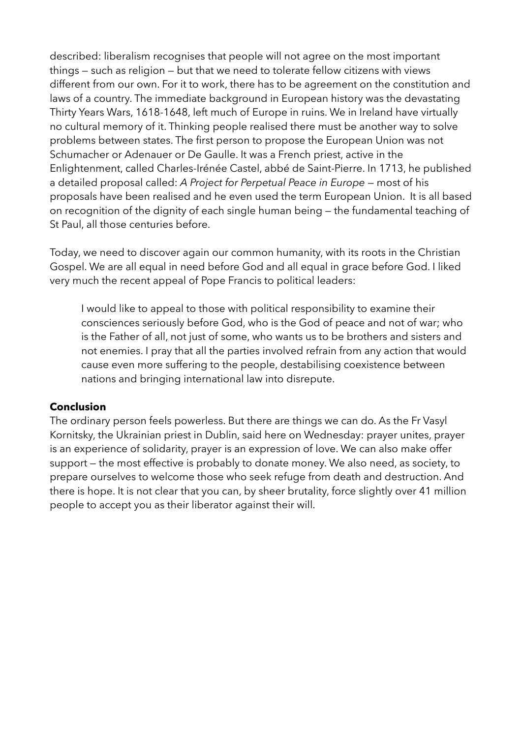described: liberalism recognises that people will not agree on the most important things — such as religion — but that we need to tolerate fellow citizens with views different from our own. For it to work, there has to be agreement on the constitution and laws of a country. The immediate background in European history was the devastating Thirty Years Wars, 1618-1648, left much of Europe in ruins. We in Ireland have virtually no cultural memory of it. Thinking people realised there must be another way to solve problems between states. The first person to propose the European Union was not Schumacher or Adenauer or De Gaulle. It was a French priest, active in the Enlightenment, called Charles-Irénée Castel, abbé de Saint-Pierre. In 1713, he published a detailed proposal called: *A Project for Perpetual Peace in Europe* — most of his proposals have been realised and he even used the term European Union. It is all based on recognition of the dignity of each single human being — the fundamental teaching of St Paul, all those centuries before.

Today, we need to discover again our common humanity, with its roots in the Christian Gospel. We are all equal in need before God and all equal in grace before God. I liked very much the recent appeal of Pope Francis to political leaders:

> I would like to appeal to those with political responsibility to examine their consciences seriously before God, who is the God of peace and not of war; who is the Father of all, not just of some, who wants us to be brothers and sisters and not enemies. I pray that all the parties involved refrain from any action that would cause even more suffering to the people, destabilising coexistence between nations and bringing international law into disrepute.

**Conclusion**

The ordinary person feels powerless. But there are things we can do. As the Fr Vasyl Kornitsky, the Ukrainian priest in Dublin, said here on Wednesday: prayer unites, prayer is an experience of solidarity, prayer is an expression of love. We can also make offer support — the most effective is probably to donate money. We also need, as society, to prepare ourselves to welcome those who seek refuge from death and destruction. And there is hope. It is not clear that you can, by sheer brutality, force slightly over 41 million people to accept you as their liberator against their will.